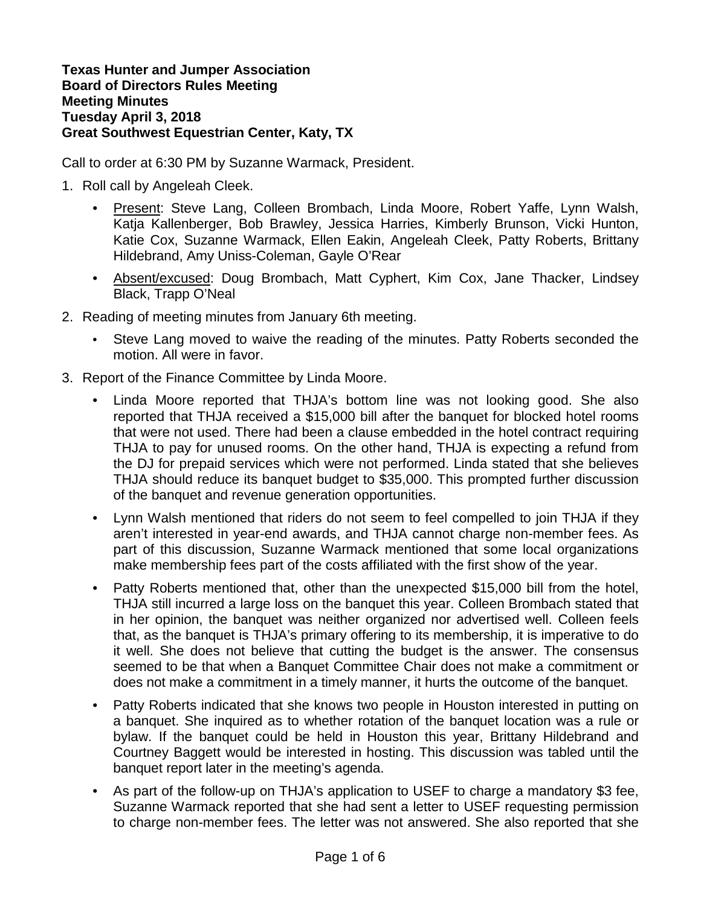**Texas Hunter and Jumper Association**
**Board of Directors Rules Meeting**
**Meeting Minutes**
**Tuesday April 3, 2018**
**Great Southwest Equestrian Center, Katy, TX**

Call to order at 6:30 PM by Suzanne Warmack, President.

1. Roll call by Angeleah Cleek.
   - Present: Steve Lang, Colleen Brombach, Linda Moore, Robert Yaffe, Lynn Walsh, Katja Kallenberger, Bob Brawley, Jessica Harries, Kimberly Brunson, Vicki Hunton, Katie Cox, Suzanne Warmack, Ellen Eakin, Angeleah Cleek, Patty Roberts, Brittany Hildebrand, Amy Uniss-Coleman, Gayle O'Rear
   - Absent/excused: Doug Brombach, Matt Cyphert, Kim Cox, Jane Thacker, Lindsey Black, Trapp O'Neal
2. Reading of meeting minutes from January 6th meeting.
   - Steve Lang moved to waive the reading of the minutes. Patty Roberts seconded the motion. All were in favor.
3. Report of the Finance Committee by Linda Moore.
   - Linda Moore reported that THJA's bottom line was not looking good. She also reported that THJA received a $15,000 bill after the banquet for blocked hotel rooms that were not used. There had been a clause embedded in the hotel contract requiring THJA to pay for unused rooms. On the other hand, THJA is expecting a refund from the DJ for prepaid services which were not performed. Linda stated that she believes THJA should reduce its banquet budget to $35,000. This prompted further discussion of the banquet and revenue generation opportunities.
   - Lynn Walsh mentioned that riders do not seem to feel compelled to join THJA if they aren't interested in year-end awards, and THJA cannot charge non-member fees. As part of this discussion, Suzanne Warmack mentioned that some local organizations make membership fees part of the costs affiliated with the first show of the year.
   - Patty Roberts mentioned that, other than the unexpected $15,000 bill from the hotel, THJA still incurred a large loss on the banquet this year. Colleen Brombach stated that in her opinion, the banquet was neither organized nor advertised well. Colleen feels that, as the banquet is THJA's primary offering to its membership, it is imperative to do it well. She does not believe that cutting the budget is the answer. The consensus seemed to be that when a Banquet Committee Chair does not make a commitment or does not make a commitment in a timely manner, it hurts the outcome of the banquet.
   - Patty Roberts indicated that she knows two people in Houston interested in putting on a banquet. She inquired as to whether rotation of the banquet location was a rule or bylaw. If the banquet could be held in Houston this year, Brittany Hildebrand and Courtney Baggett would be interested in hosting. This discussion was tabled until the banquet report later in the meeting's agenda.
   - As part of the follow-up on THJA's application to USEF to charge a mandatory $3 fee, Suzanne Warmack reported that she had sent a letter to USEF requesting permission to charge non-member fees. The letter was not answered. She also reported that she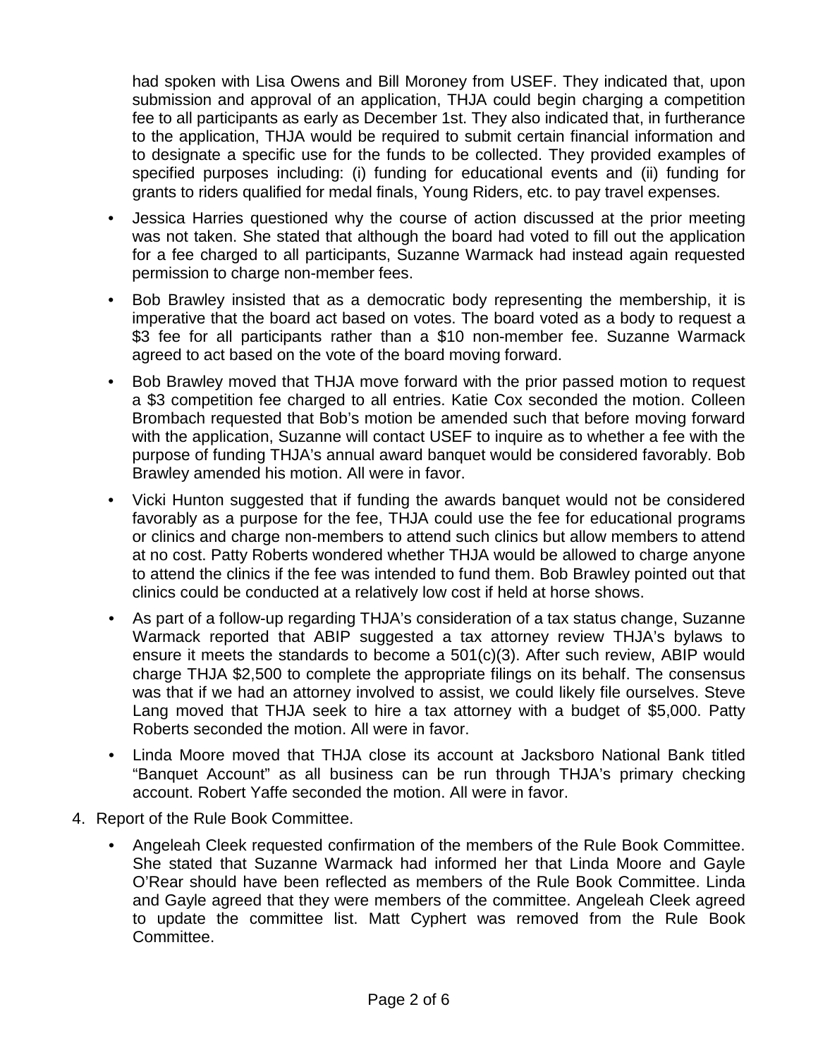had spoken with Lisa Owens and Bill Moroney from USEF. They indicated that, upon submission and approval of an application, THJA could begin charging a competition fee to all participants as early as December 1st. They also indicated that, in furtherance to the application, THJA would be required to submit certain financial information and to designate a specific use for the funds to be collected. They provided examples of specified purposes including: (i) funding for educational events and (ii) funding for grants to riders qualified for medal finals, Young Riders, etc. to pay travel expenses.

- Jessica Harries questioned why the course of action discussed at the prior meeting was not taken. She stated that although the board had voted to fill out the application for a fee charged to all participants, Suzanne Warmack had instead again requested permission to charge non-member fees.
- Bob Brawley insisted that as a democratic body representing the membership, it is imperative that the board act based on votes. The board voted as a body to request a $3 fee for all participants rather than a $10 non-member fee. Suzanne Warmack agreed to act based on the vote of the board moving forward.
- Bob Brawley moved that THJA move forward with the prior passed motion to request a $3 competition fee charged to all entries. Katie Cox seconded the motion. Colleen Brombach requested that Bob's motion be amended such that before moving forward with the application, Suzanne will contact USEF to inquire as to whether a fee with the purpose of funding THJA's annual award banquet would be considered favorably. Bob Brawley amended his motion. All were in favor.
- Vicki Hunton suggested that if funding the awards banquet would not be considered favorably as a purpose for the fee, THJA could use the fee for educational programs or clinics and charge non-members to attend such clinics but allow members to attend at no cost. Patty Roberts wondered whether THJA would be allowed to charge anyone to attend the clinics if the fee was intended to fund them. Bob Brawley pointed out that clinics could be conducted at a relatively low cost if held at horse shows.
- As part of a follow-up regarding THJA's consideration of a tax status change, Suzanne Warmack reported that ABIP suggested a tax attorney review THJA's bylaws to ensure it meets the standards to become a 501(c)(3). After such review, ABIP would charge THJA $2,500 to complete the appropriate filings on its behalf. The consensus was that if we had an attorney involved to assist, we could likely file ourselves. Steve Lang moved that THJA seek to hire a tax attorney with a budget of $5,000. Patty Roberts seconded the motion. All were in favor.
- Linda Moore moved that THJA close its account at Jacksboro National Bank titled "Banquet Account" as all business can be run through THJA's primary checking account. Robert Yaffe seconded the motion. All were in favor.

4. Report of the Rule Book Committee.
   - Angeleah Cleek requested confirmation of the members of the Rule Book Committee. She stated that Suzanne Warmack had informed her that Linda Moore and Gayle O'Rear should have been reflected as members of the Rule Book Committee. Linda and Gayle agreed that they were members of the committee. Angeleah Cleek agreed to update the committee list. Matt Cyphert was removed from the Rule Book Committee.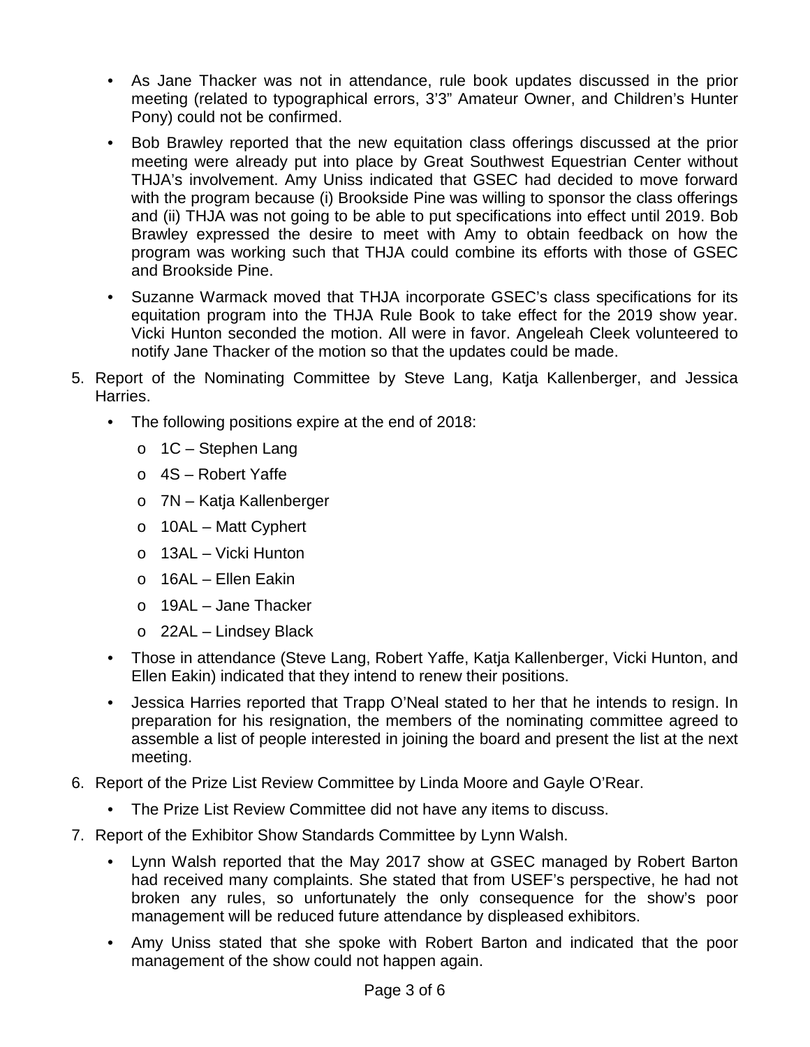- As Jane Thacker was not in attendance, rule book updates discussed in the prior meeting (related to typographical errors, 3'3" Amateur Owner, and Children's Hunter Pony) could not be confirmed.
- Bob Brawley reported that the new equitation class offerings discussed at the prior meeting were already put into place by Great Southwest Equestrian Center without THJA's involvement. Amy Uniss indicated that GSEC had decided to move forward with the program because (i) Brookside Pine was willing to sponsor the class offerings and (ii) THJA was not going to be able to put specifications into effect until 2019. Bob Brawley expressed the desire to meet with Amy to obtain feedback on how the program was working such that THJA could combine its efforts with those of GSEC and Brookside Pine.
- Suzanne Warmack moved that THJA incorporate GSEC's class specifications for its equitation program into the THJA Rule Book to take effect for the 2019 show year. Vicki Hunton seconded the motion. All were in favor. Angeleah Cleek volunteered to notify Jane Thacker of the motion so that the updates could be made.

5. Report of the Nominating Committee by Steve Lang, Katja Kallenberger, and Jessica Harries.
   - The following positions expire at the end of 2018:
     - 1C – Stephen Lang
     - 4S – Robert Yaffe
     - 7N – Katja Kallenberger
     - 10AL – Matt Cyphert
     - 13AL – Vicki Hunton
     - 16AL – Ellen Eakin
     - 19AL – Jane Thacker
     - 22AL – Lindsey Black
   - Those in attendance (Steve Lang, Robert Yaffe, Katja Kallenberger, Vicki Hunton, and Ellen Eakin) indicated that they intend to renew their positions.
   - Jessica Harries reported that Trapp O'Neal stated to her that he intends to resign. In preparation for his resignation, the members of the nominating committee agreed to assemble a list of people interested in joining the board and present the list at the next meeting.
6. Report of the Prize List Review Committee by Linda Moore and Gayle O'Rear.
   - The Prize List Review Committee did not have any items to discuss.
7. Report of the Exhibitor Show Standards Committee by Lynn Walsh.
   - Lynn Walsh reported that the May 2017 show at GSEC managed by Robert Barton had received many complaints. She stated that from USEF's perspective, he had not broken any rules, so unfortunately the only consequence for the show's poor management will be reduced future attendance by displeased exhibitors.
   - Amy Uniss stated that she spoke with Robert Barton and indicated that the poor management of the show could not happen again.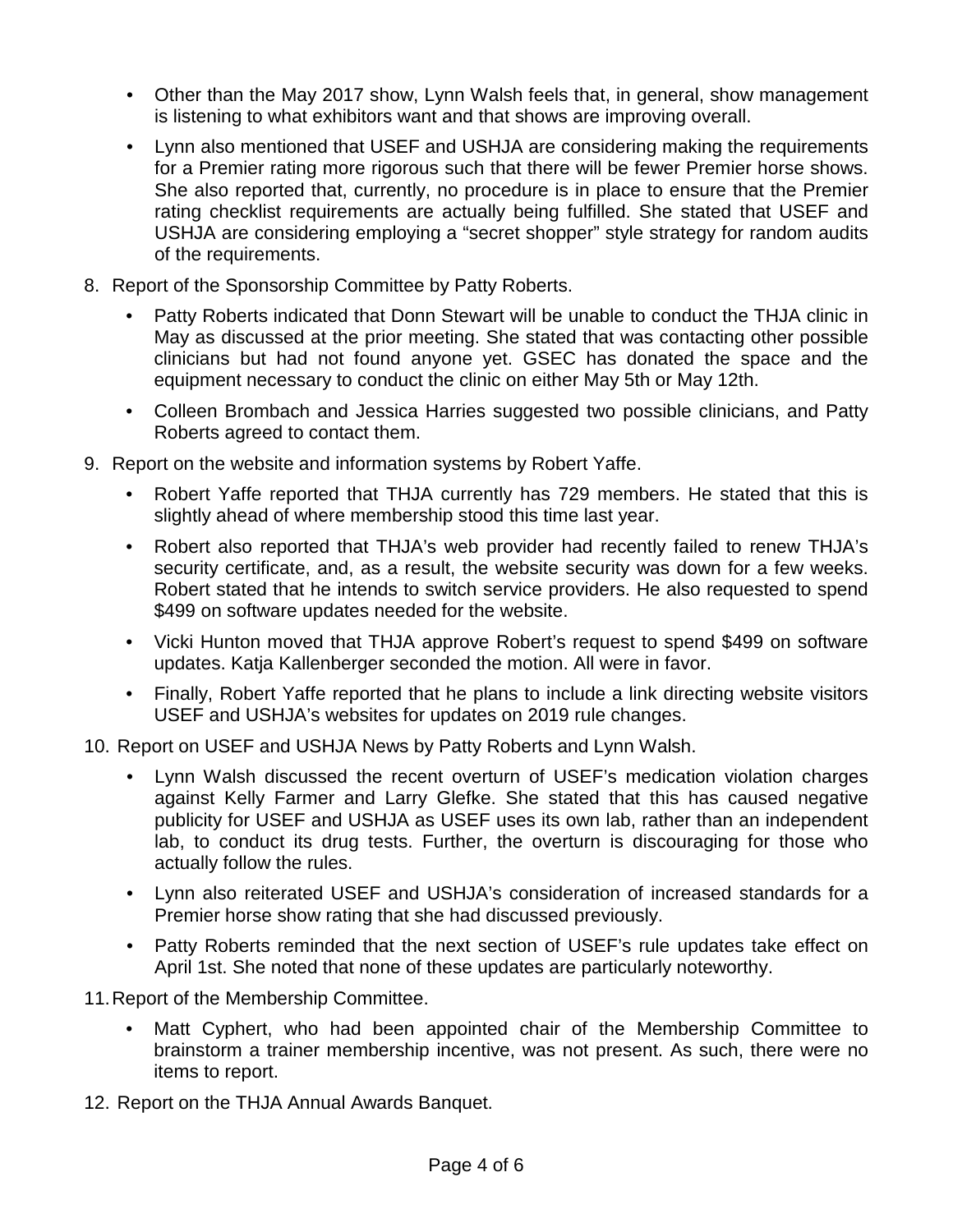- Other than the May 2017 show, Lynn Walsh feels that, in general, show management is listening to what exhibitors want and that shows are improving overall.
- Lynn also mentioned that USEF and USHJA are considering making the requirements for a Premier rating more rigorous such that there will be fewer Premier horse shows. She also reported that, currently, no procedure is in place to ensure that the Premier rating checklist requirements are actually being fulfilled. She stated that USEF and USHJA are considering employing a "secret shopper" style strategy for random audits of the requirements.

8. Report of the Sponsorship Committee by Patty Roberts.
   - Patty Roberts indicated that Donn Stewart will be unable to conduct the THJA clinic in May as discussed at the prior meeting. She stated that was contacting other possible clinicians but had not found anyone yet. GSEC has donated the space and the equipment necessary to conduct the clinic on either May 5th or May 12th.
   - Colleen Brombach and Jessica Harries suggested two possible clinicians, and Patty Roberts agreed to contact them.
9. Report on the website and information systems by Robert Yaffe.
   - Robert Yaffe reported that THJA currently has 729 members. He stated that this is slightly ahead of where membership stood this time last year.
   - Robert also reported that THJA's web provider had recently failed to renew THJA's security certificate, and, as a result, the website security was down for a few weeks. Robert stated that he intends to switch service providers. He also requested to spend $499 on software updates needed for the website.
   - Vicki Hunton moved that THJA approve Robert's request to spend $499 on software updates. Katja Kallenberger seconded the motion. All were in favor.
   - Finally, Robert Yaffe reported that he plans to include a link directing website visitors USEF and USHJA's websites for updates on 2019 rule changes.
10. Report on USEF and USHJA News by Patty Roberts and Lynn Walsh.
    - Lynn Walsh discussed the recent overturn of USEF's medication violation charges against Kelly Farmer and Larry Glefke. She stated that this has caused negative publicity for USEF and USHJA as USEF uses its own lab, rather than an independent lab, to conduct its drug tests. Further, the overturn is discouraging for those who actually follow the rules.
    - Lynn also reiterated USEF and USHJA's consideration of increased standards for a Premier horse show rating that she had discussed previously.
    - Patty Roberts reminded that the next section of USEF's rule updates take effect on April 1st. She noted that none of these updates are particularly noteworthy.
11. Report of the Membership Committee.
    - Matt Cyphert, who had been appointed chair of the Membership Committee to brainstorm a trainer membership incentive, was not present. As such, there were no items to report.
12. Report on the THJA Annual Awards Banquet.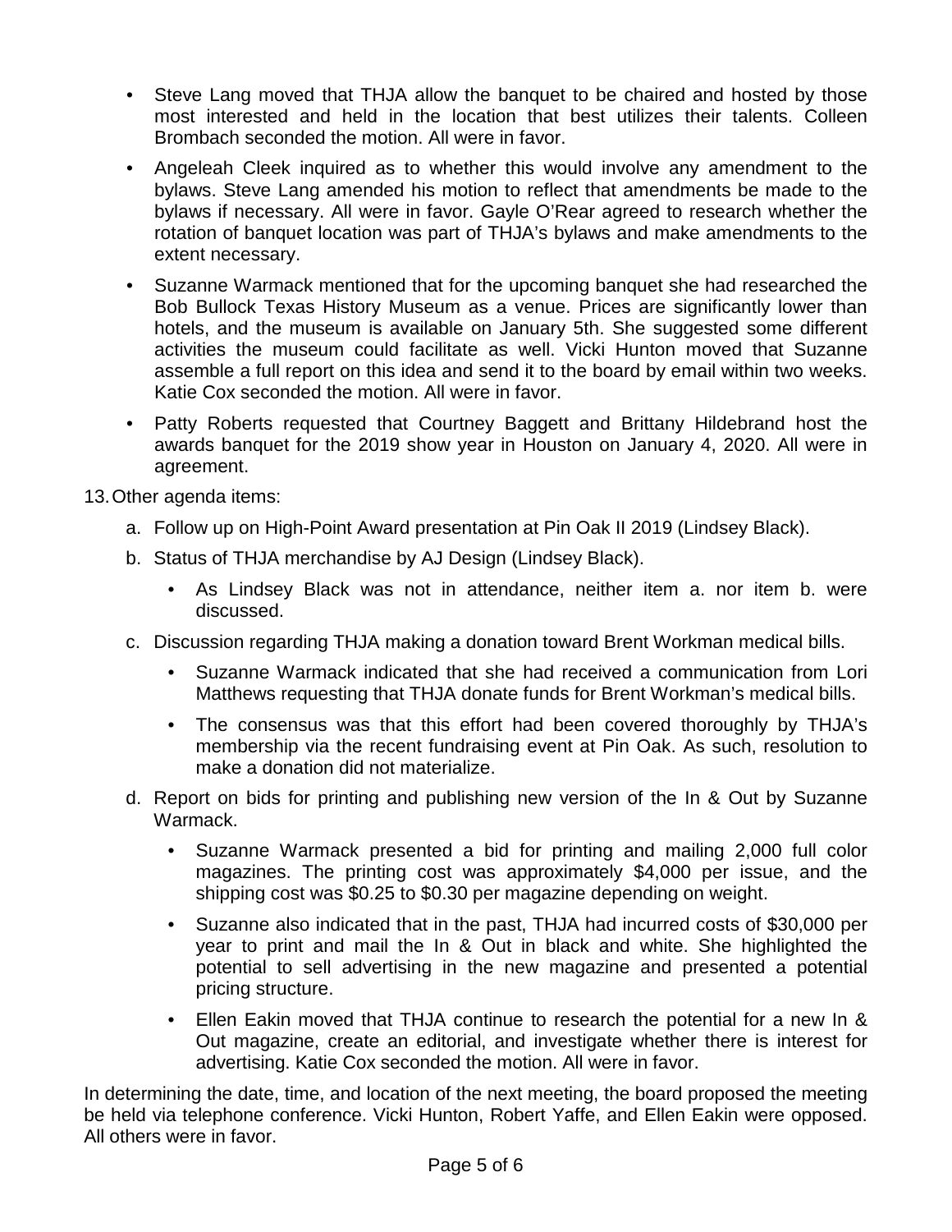- Steve Lang moved that THJA allow the banquet to be chaired and hosted by those most interested and held in the location that best utilizes their talents. Colleen Brombach seconded the motion. All were in favor.
- Angeleah Cleek inquired as to whether this would involve any amendment to the bylaws. Steve Lang amended his motion to reflect that amendments be made to the bylaws if necessary. All were in favor. Gayle O'Rear agreed to research whether the rotation of banquet location was part of THJA's bylaws and make amendments to the extent necessary.
- Suzanne Warmack mentioned that for the upcoming banquet she had researched the Bob Bullock Texas History Museum as a venue. Prices are significantly lower than hotels, and the museum is available on January 5th. She suggested some different activities the museum could facilitate as well. Vicki Hunton moved that Suzanne assemble a full report on this idea and send it to the board by email within two weeks. Katie Cox seconded the motion. All were in favor.
- Patty Roberts requested that Courtney Baggett and Brittany Hildebrand host the awards banquet for the 2019 show year in Houston on January 4, 2020. All were in agreement.

13. Other agenda items:

   a. Follow up on High-Point Award presentation at Pin Oak II 2019 (Lindsey Black).

   b. Status of THJA merchandise by AJ Design (Lindsey Black).

      - As Lindsey Black was not in attendance, neither item a. nor item b. were discussed.

   c. Discussion regarding THJA making a donation toward Brent Workman medical bills.

      - Suzanne Warmack indicated that she had received a communication from Lori Matthews requesting that THJA donate funds for Brent Workman's medical bills.
      - The consensus was that this effort had been covered thoroughly by THJA's membership via the recent fundraising event at Pin Oak. As such, resolution to make a donation did not materialize.

   d. Report on bids for printing and publishing new version of the In & Out by Suzanne Warmack.

      - Suzanne Warmack presented a bid for printing and mailing 2,000 full color magazines. The printing cost was approximately $4,000 per issue, and the shipping cost was $0.25 to $0.30 per magazine depending on weight.
      - Suzanne also indicated that in the past, THJA had incurred costs of $30,000 per year to print and mail the In & Out in black and white. She highlighted the potential to sell advertising in the new magazine and presented a potential pricing structure.
      - Ellen Eakin moved that THJA continue to research the potential for a new In & Out magazine, create an editorial, and investigate whether there is interest for advertising. Katie Cox seconded the motion. All were in favor.

In determining the date, time, and location of the next meeting, the board proposed the meeting be held via telephone conference. Vicki Hunton, Robert Yaffe, and Ellen Eakin were opposed. All others were in favor.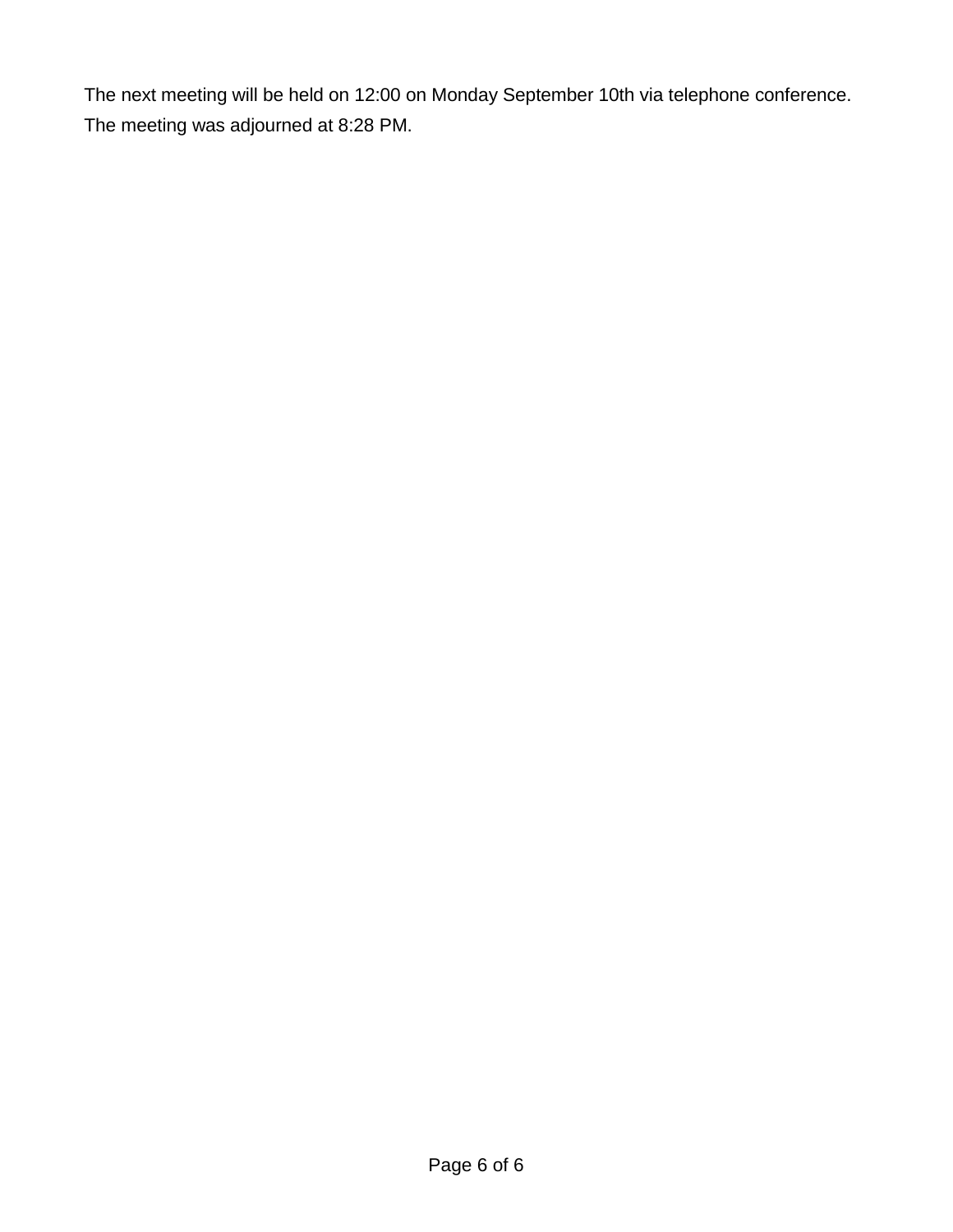The next meeting will be held on 12:00 on Monday September 10th via telephone conference.

The meeting was adjourned at 8:28 PM.